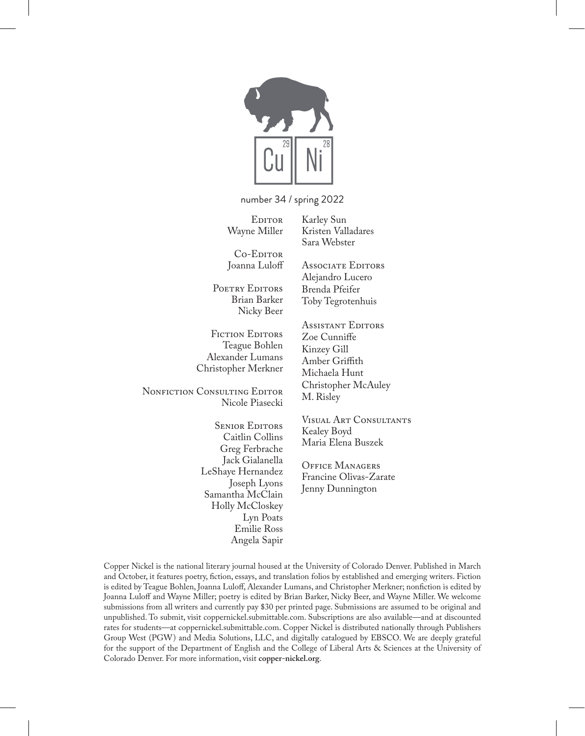Cu 29 Ni 28

number 34 / spring 2022

Editor
Wayne Miller

Co-Editor
Joanna Luloff

Poetry Editors
Brian Barker
Nicky Beer

Fiction Editors
Teague Bohlen
Alexander Lumans
Christopher Merkner

Nonfiction Consulting Editor
Nicole Piasecki

Senior Editors
Caitlin Collins
Greg Ferbrache
Jack Gialanella
LeShaye Hernandez
Joseph Lyons
Samantha McClain
Holly McCloskey
Lyn Poats
Emilie Ross
Angela Sapir
Karley Sun
Kristen Valladares
Sara Webster

Associate Editors
Alejandro Lucero
Brenda Pfeifer
Toby Tegrotenhuis

Assistant Editors
Zoe Cunniffe
Kinzey Gill
Amber Griffith
Michaela Hunt
Christopher McAuley
M. Risley

Visual Art Consultants
Kealey Boyd
Maria Elena Buszek

Office Managers
Francine Olivas-Zarate
Jenny Dunnington

Copper Nickel is the national literary journal housed at the University of Colorado Denver. Published in March and October, it features poetry, fiction, essays, and translation folios by established and emerging writers. Fiction is edited by Teague Bohlen, Joanna Luloff, Alexander Lumans, and Christopher Merkner; nonfiction is edited by Joanna Luloff and Wayne Miller; poetry is edited by Brian Barker, Nicky Beer, and Wayne Miller. We welcome submissions from all writers and currently pay $30 per printed page. Submissions are assumed to be original and unpublished. To submit, visit coppernickel.submittable.com. Subscriptions are also available—and at discounted rates for students—at coppernickel.submittable.com. Copper Nickel is distributed nationally through Publishers Group West (PGW) and Media Solutions, LLC, and digitally catalogued by EBSCO. We are deeply grateful for the support of the Department of English and the College of Liberal Arts & Sciences at the University of Colorado Denver. For more information, visit **copper-nickel.org**.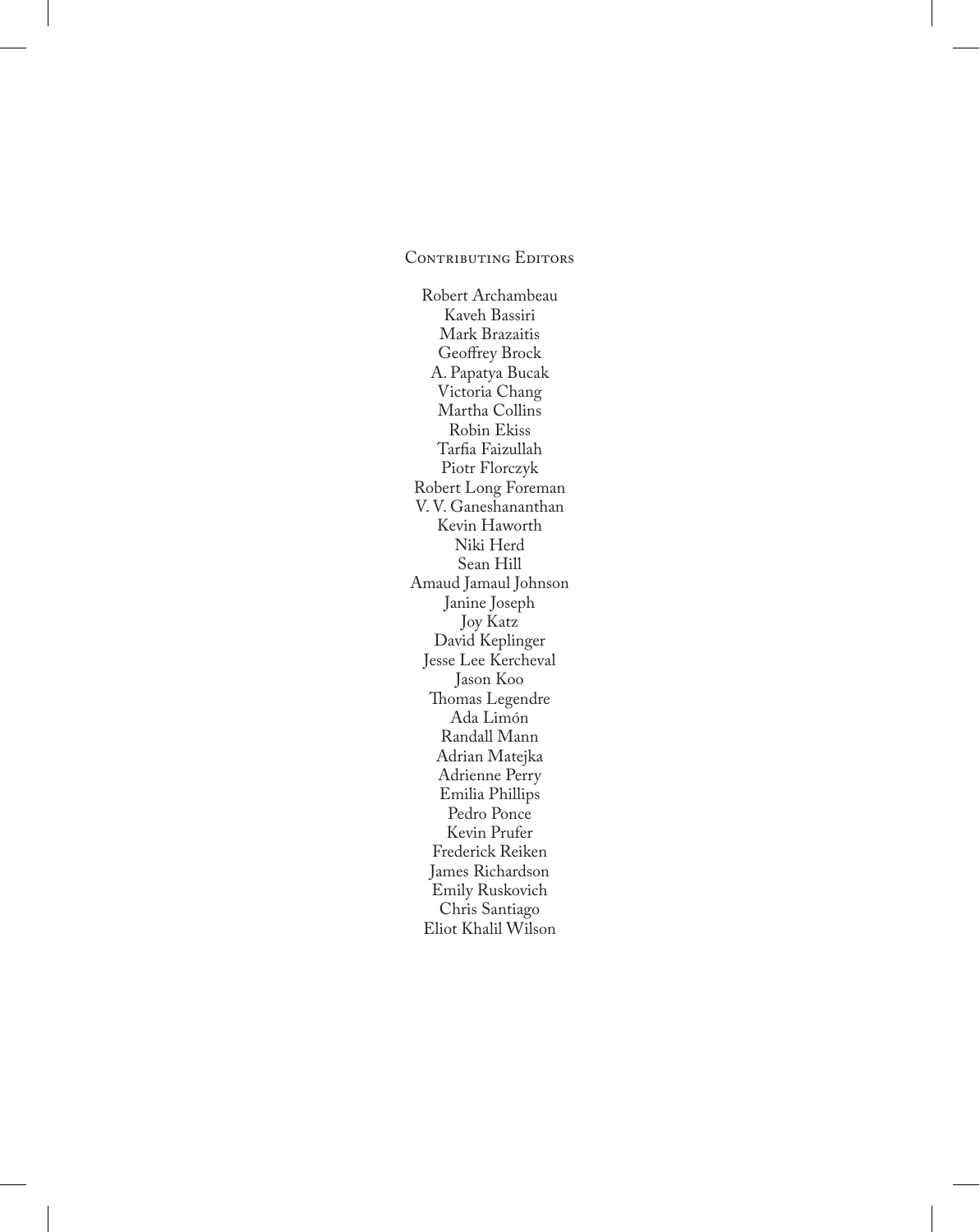## Contributing Editors

Robert Archambeau  
Kaveh Bassiri  
Mark Brazaitis  
Geoffrey Brock  
A. Papatya Bucak  
Victoria Chang  
Martha Collins  
Robin Ekiss  
Tarfia Faizullah  
Piotr Florczyk  
Robert Long Foreman  
V. V. Ganeshananthan  
Kevin Haworth  
Niki Herd  
Sean Hill  
Amaud Jamaul Johnson  
Janine Joseph  
Joy Katz  
David Keplinger  
Jesse Lee Kercheval  
Jason Koo  
Thomas Legendre  
Ada Limón  
Randall Mann  
Adrian Matejka  
Adrienne Perry  
Emilia Phillips  
Pedro Ponce  
Kevin Prufer  
Frederick Reiken  
James Richardson  
Emily Ruskovich  
Chris Santiago  
Eliot Khalil Wilson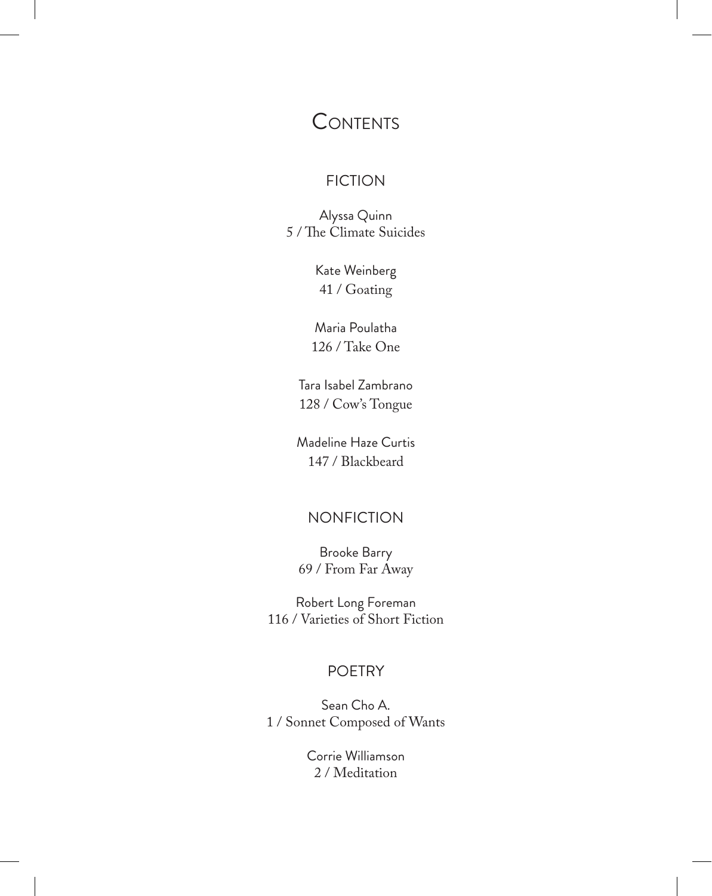# Contents

## FICTION

Alyssa Quinn
5 / The Climate Suicides

Kate Weinberg
41 / Goating

Maria Poulatha
126 / Take One

Tara Isabel Zambrano
128 / Cow's Tongue

Madeline Haze Curtis
147 / Blackbeard

## NONFICTION

Brooke Barry
69 / From Far Away

Robert Long Foreman
116 / Varieties of Short Fiction

## POETRY

Sean Cho A.
1 / Sonnet Composed of Wants

Corrie Williamson
2 / Meditation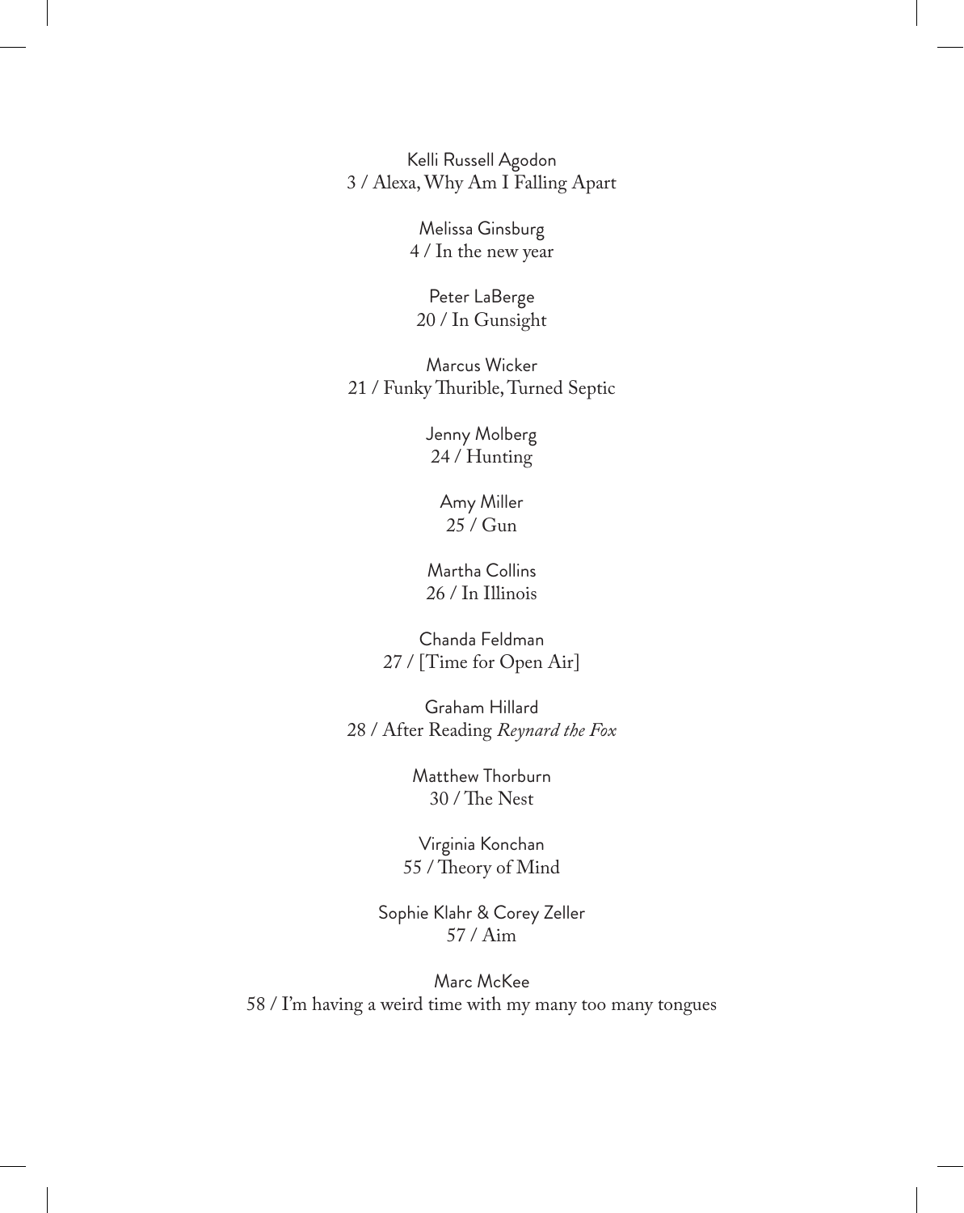Kelli Russell Agodon
3 / Alexa, Why Am I Falling Apart

Melissa Ginsburg
4 / In the new year

Peter LaBerge
20 / In Gunsight

Marcus Wicker
21 / Funky Thurible, Turned Septic

Jenny Molberg
24 / Hunting

Amy Miller
25 / Gun

Martha Collins
26 / In Illinois

Chanda Feldman
27 / [Time for Open Air]

Graham Hillard
28 / After Reading *Reynard the Fox*

Matthew Thorburn
30 / The Nest

Virginia Konchan
55 / Theory of Mind

Sophie Klahr & Corey Zeller
57 / Aim

Marc McKee
58 / I'm having a weird time with my many too many tongues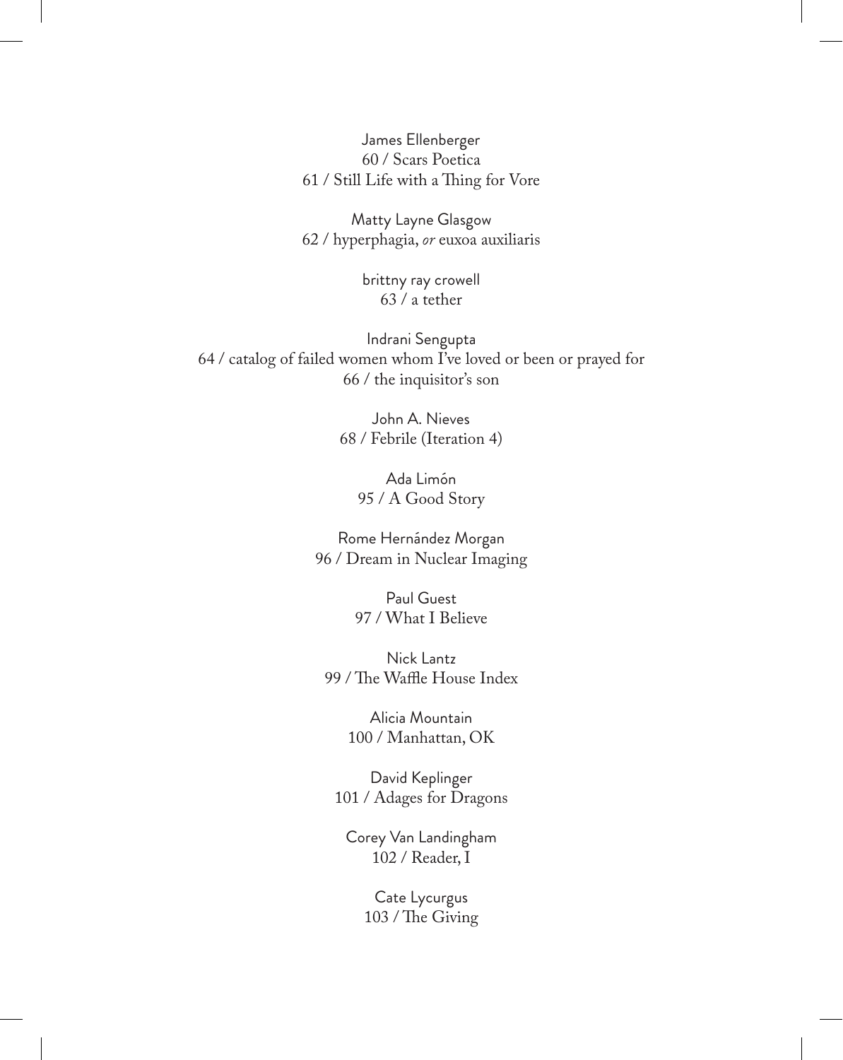James Ellenberger
60 / Scars Poetica
61 / Still Life with a Thing for Vore

Matty Layne Glasgow
62 / hyperphagia, *or* euxoa auxiliaris

brittny ray crowell
63 / a tether

Indrani Sengupta
64 / catalog of failed women whom I've loved or been or prayed for
66 / the inquisitor's son

John A. Nieves
68 / Febrile (Iteration 4)

Ada Limón
95 / A Good Story

Rome Hernández Morgan
96 / Dream in Nuclear Imaging

Paul Guest
97 / What I Believe

Nick Lantz
99 / The Waffle House Index

Alicia Mountain
100 / Manhattan, OK

David Keplinger
101 / Adages for Dragons

Corey Van Landingham
102 / Reader, I

Cate Lycurgus
103 / The Giving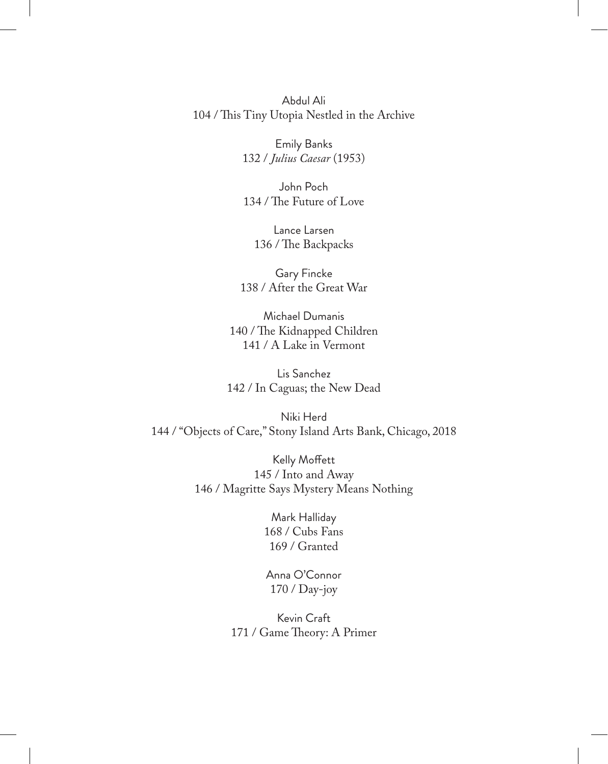Abdul Ali
104 / This Tiny Utopia Nestled in the Archive

Emily Banks
132 / *Julius Caesar* (1953)

John Poch
134 / The Future of Love

Lance Larsen
136 / The Backpacks

Gary Fincke
138 / After the Great War

Michael Dumanis
140 / The Kidnapped Children
141 / A Lake in Vermont

Lis Sanchez
142 / In Caguas; the New Dead

Niki Herd
144 / "Objects of Care," Stony Island Arts Bank, Chicago, 2018

Kelly Moffett
145 / Into and Away
146 / Magritte Says Mystery Means Nothing

Mark Halliday
168 / Cubs Fans
169 / Granted

Anna O'Connor
170 / Day-joy

Kevin Craft
171 / Game Theory: A Primer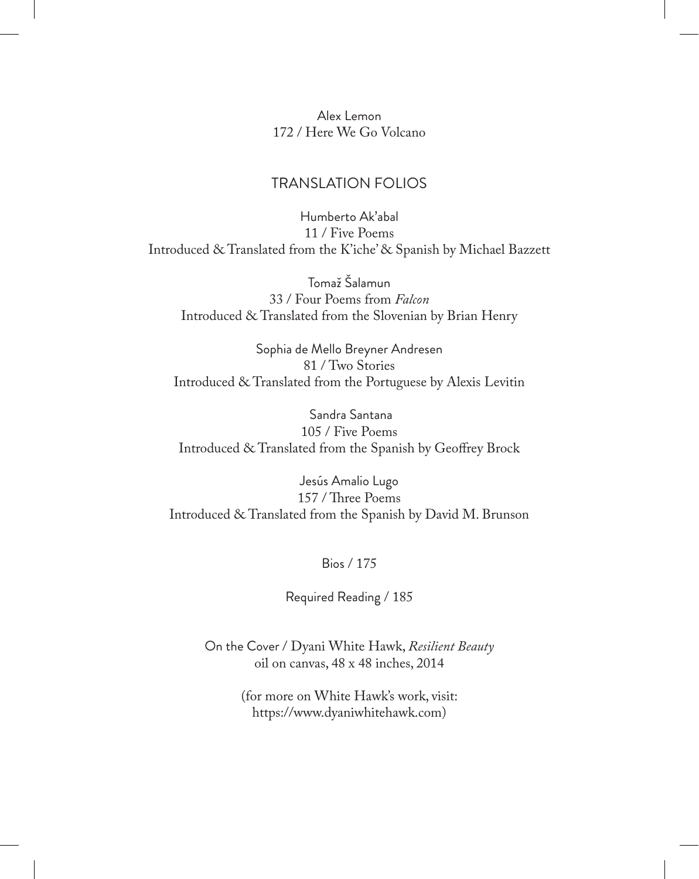Alex Lemon
172 / Here We Go Volcano

## TRANSLATION FOLIOS

Humberto Ak'abal
11 / Five Poems
Introduced & Translated from the K'iche' & Spanish by Michael Bazzett

Tomaž Šalamun
33 / Four Poems from *Falcon*
Introduced & Translated from the Slovenian by Brian Henry

Sophia de Mello Breyner Andresen
81 / Two Stories
Introduced & Translated from the Portuguese by Alexis Levitin

Sandra Santana
105 / Five Poems
Introduced & Translated from the Spanish by Geoffrey Brock

Jesús Amalio Lugo
157 / Three Poems
Introduced & Translated from the Spanish by David M. Brunson

Bios / 175

Required Reading / 185

On the Cover / Dyani White Hawk, *Resilient Beauty*
oil on canvas, 48 x 48 inches, 2014

(for more on White Hawk's work, visit:
https://www.dyaniwhitehawk.com)